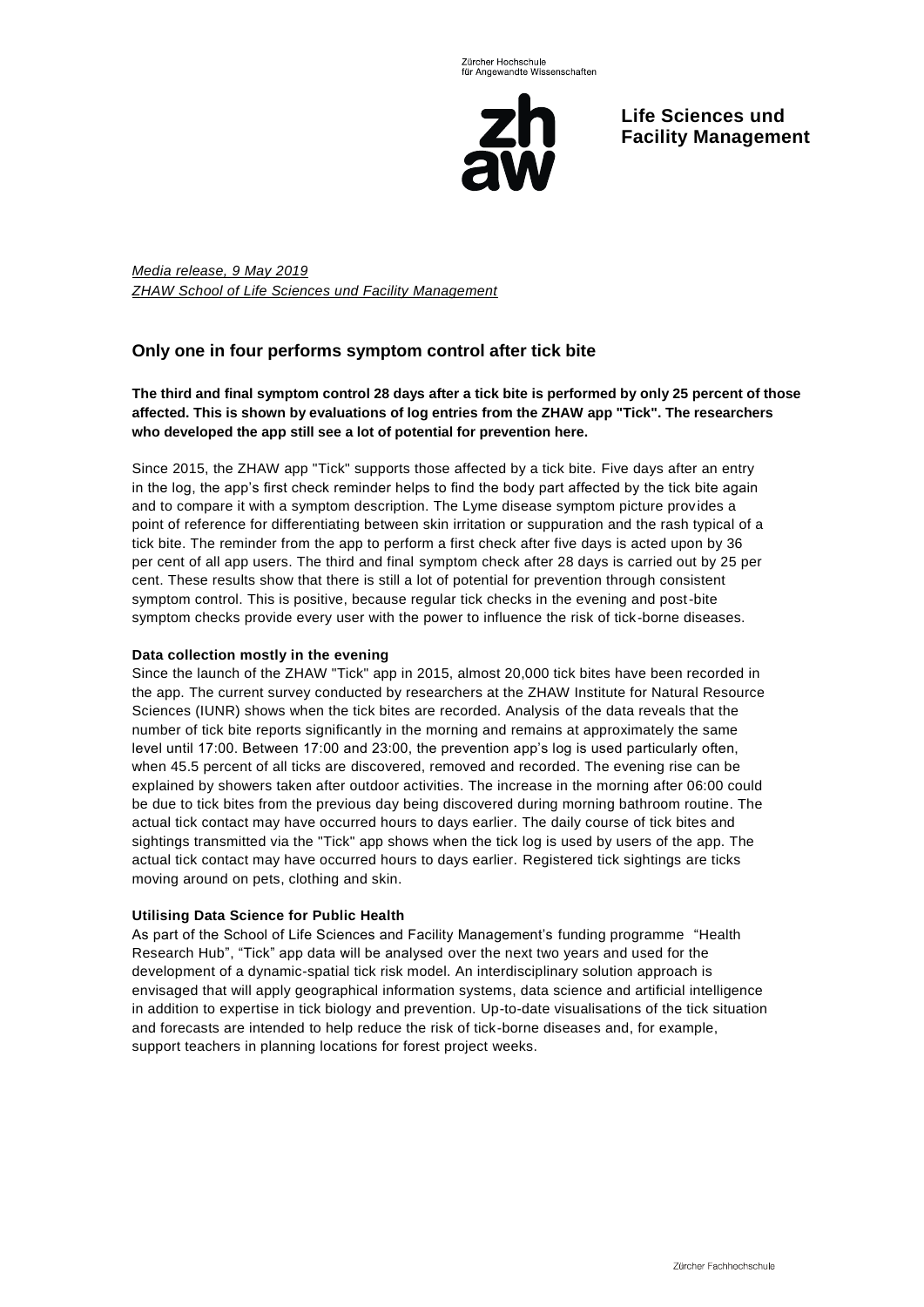Zürcher Hochschule für Angewandte Wissenschaften

**Life Sciences und Facility Management**

*Media release, 9 May 2019*
*ZHAW School of Life Sciences und Facility Management*

## Only one in four performs symptom control after tick bite

**The third and final symptom control 28 days after a tick bite is performed by only 25 percent of those affected. This is shown by evaluations of log entries from the ZHAW app "Tick". The researchers who developed the app still see a lot of potential for prevention here.**

Since 2015, the ZHAW app "Tick" supports those affected by a tick bite. Five days after an entry in the log, the app's first check reminder helps to find the body part affected by the tick bite again and to compare it with a symptom description. The Lyme disease symptom picture provides a point of reference for differentiating between skin irritation or suppuration and the rash typical of a tick bite. The reminder from the app to perform a first check after five days is acted upon by 36 per cent of all app users. The third and final symptom check after 28 days is carried out by 25 per cent. These results show that there is still a lot of potential for prevention through consistent symptom control. This is positive, because regular tick checks in the evening and post-bite symptom checks provide every user with the power to influence the risk of tick-borne diseases.

### Data collection mostly in the evening

Since the launch of the ZHAW "Tick" app in 2015, almost 20,000 tick bites have been recorded in the app. The current survey conducted by researchers at the ZHAW Institute for Natural Resource Sciences (IUNR) shows when the tick bites are recorded. Analysis of the data reveals that the number of tick bite reports significantly in the morning and remains at approximately the same level until 17:00. Between 17:00 and 23:00, the prevention app's log is used particularly often, when 45.5 percent of all ticks are discovered, removed and recorded. The evening rise can be explained by showers taken after outdoor activities. The increase in the morning after 06:00 could be due to tick bites from the previous day being discovered during morning bathroom routine. The actual tick contact may have occurred hours to days earlier. The daily course of tick bites and sightings transmitted via the "Tick" app shows when the tick log is used by users of the app. The actual tick contact may have occurred hours to days earlier. Registered tick sightings are ticks moving around on pets, clothing and skin.

### Utilising Data Science for Public Health

As part of the School of Life Sciences and Facility Management's funding programme "Health Research Hub", "Tick" app data will be analysed over the next two years and used for the development of a dynamic-spatial tick risk model. An interdisciplinary solution approach is envisaged that will apply geographical information systems, data science and artificial intelligence in addition to expertise in tick biology and prevention. Up-to-date visualisations of the tick situation and forecasts are intended to help reduce the risk of tick-borne diseases and, for example, support teachers in planning locations for forest project weeks.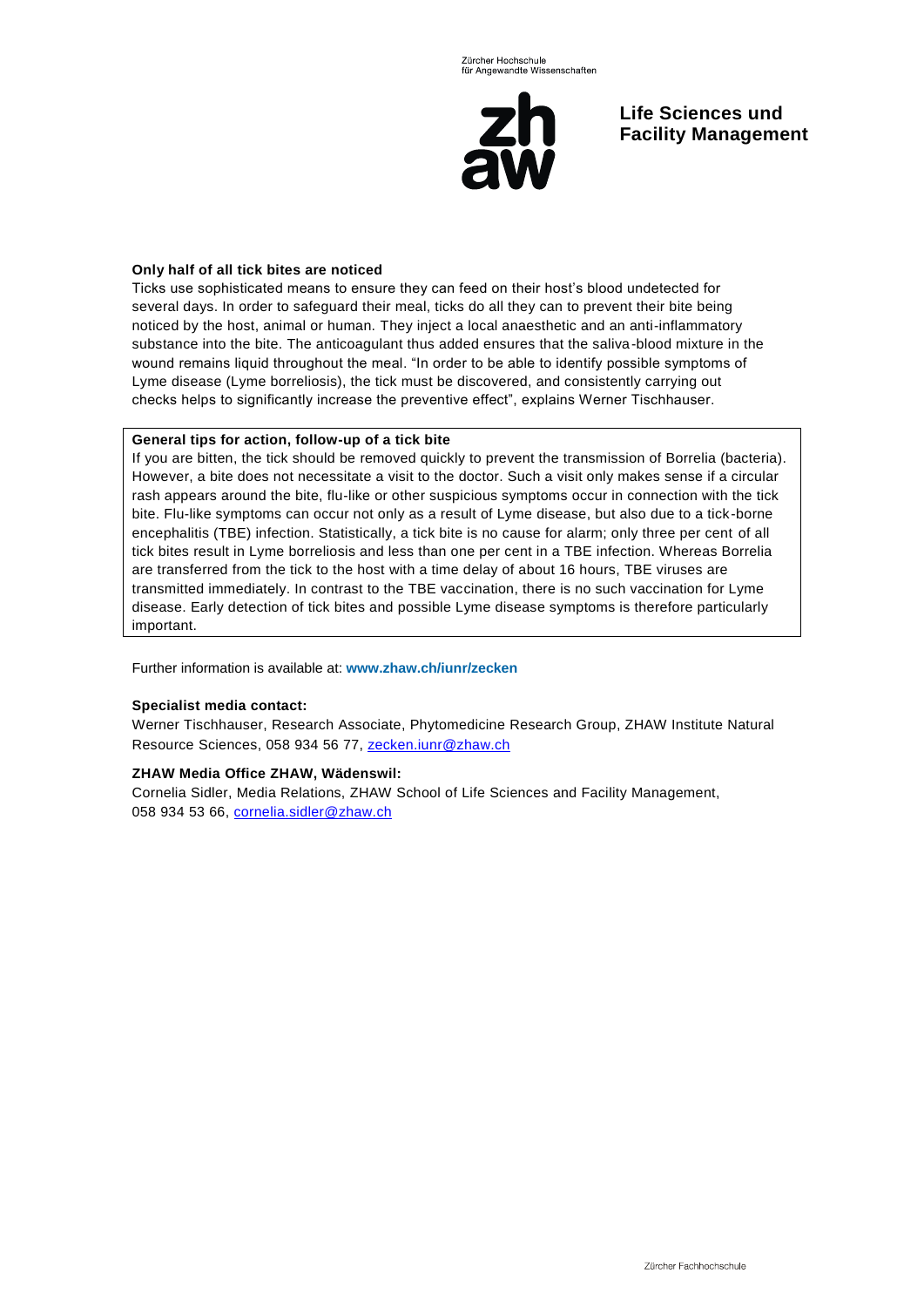**Only half of all tick bites are noticed**

Ticks use sophisticated means to ensure they can feed on their host's blood undetected for several days. In order to safeguard their meal, ticks do all they can to prevent their bite being noticed by the host, animal or human. They inject a local anaesthetic and an anti-inflammatory substance into the bite. The anticoagulant thus added ensures that the saliva-blood mixture in the wound remains liquid throughout the meal. "In order to be able to identify possible symptoms of Lyme disease (Lyme borreliosis), the tick must be discovered, and consistently carrying out checks helps to significantly increase the preventive effect", explains Werner Tischhauser.

**General tips for action, follow-up of a tick bite**

If you are bitten, the tick should be removed quickly to prevent the transmission of Borrelia (bacteria). However, a bite does not necessitate a visit to the doctor. Such a visit only makes sense if a circular rash appears around the bite, flu-like or other suspicious symptoms occur in connection with the tick bite. Flu-like symptoms can occur not only as a result of Lyme disease, but also due to a tick-borne encephalitis (TBE) infection. Statistically, a tick bite is no cause for alarm; only three per cent of all tick bites result in Lyme borreliosis and less than one per cent in a TBE infection. Whereas Borrelia are transferred from the tick to the host with a time delay of about 16 hours, TBE viruses are transmitted immediately. In contrast to the TBE vaccination, there is no such vaccination for Lyme disease. Early detection of tick bites and possible Lyme disease symptoms is therefore particularly important.

Further information is available at: **www.zhaw.ch/iunr/zecken**

**Specialist media contact:**

Werner Tischhauser, Research Associate, Phytomedicine Research Group, ZHAW Institute Natural Resource Sciences, 058 934 56 77, zecken.iunr@zhaw.ch

**ZHAW Media Office ZHAW, Wädenswil:**

Cornelia Sidler, Media Relations, ZHAW School of Life Sciences and Facility Management, 058 934 53 66, cornelia.sidler@zhaw.ch